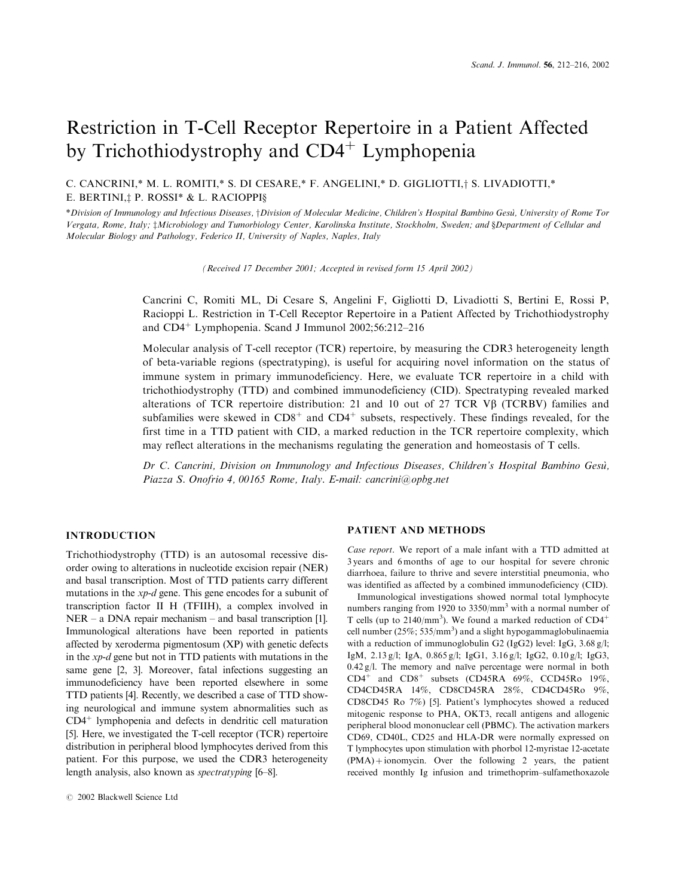# Restriction in T-Cell Receptor Repertoire in a Patient Affected by Trichothiodystrophy and CD4$^+$ Lymphopenia

C. CANCRINI,* M. L. ROMITI,* S. DI CESARE,* F. ANGELINI,* D. GIGLIOTTI,† S. LIVADIOTTI,* E. BERTINI,‡ P. ROSSI* & L. RACIOPPI§

*Division of Immunology and Infectious Diseases, †Division of Molecular Medicine, Children's Hospital Bambino Gesù, University of Rome Tor Vergata, Rome, Italy; ‡Microbiology and Tumorbiology Center, Karolinska Institute, Stockholm, Sweden; and §Department of Cellular and Molecular Biology and Pathology, Federico II, University of Naples, Naples, Italy

*(Received 17 December 2001; Accepted in revised form 15 April 2002)*

Cancrini C, Romiti ML, Di Cesare S, Angelini F, Gigliotti D, Livadiotti S, Bertini E, Rossi P, Racioppi L. Restriction in T-Cell Receptor Repertoire in a Patient Affected by Trichothiodystrophy and CD4$^+$ Lymphopenia. Scand J Immunol 2002;56:212–216

Molecular analysis of T-cell receptor (TCR) repertoire, by measuring the CDR3 heterogeneity length of beta-variable regions (spectratyping), is useful for acquiring novel information on the status of immune system in primary immunodeficiency. Here, we evaluate TCR repertoire in a child with trichothiodystrophy (TTD) and combined immunodeficiency (CID). Spectratyping revealed marked alterations of TCR repertoire distribution: 21 and 10 out of 27 TCR V$\beta$ (TCRBV) families and subfamilies were skewed in CD8$^+$ and CD4$^+$ subsets, respectively. These findings revealed, for the first time in a TTD patient with CID, a marked reduction in the TCR repertoire complexity, which may reflect alterations in the mechanisms regulating the generation and homeostasis of T cells.

*Dr C. Cancrini, Division on Immunology and Infectious Diseases, Children's Hospital Bambino Gesù, Piazza S. Onofrio 4, 00165 Rome, Italy. E-mail: cancrini@opbg.net*

## INTRODUCTION

Trichothiodystrophy (TTD) is an autosomal recessive disorder owing to alterations in nucleotide excision repair (NER) and basal transcription. Most of TTD patients carry different mutations in the *xp-d* gene. This gene encodes for a subunit of transcription factor II H (TFIIH), a complex involved in NER – a DNA repair mechanism – and basal transcription [1]. Immunological alterations have been reported in patients affected by xeroderma pigmentosum (XP) with genetic defects in the *xp-d* gene but not in TTD patients with mutations in the same gene [2, 3]. Moreover, fatal infections suggesting an immunodeficiency have been reported elsewhere in some TTD patients [4]. Recently, we described a case of TTD showing neurological and immune system abnormalities such as CD4$^+$ lymphopenia and defects in dendritic cell maturation [5]. Here, we investigated the T-cell receptor (TCR) repertoire distribution in peripheral blood lymphocytes derived from this patient. For this purpose, we used the CDR3 heterogeneity length analysis, also known as *spectratyping* [6–8].

## PATIENT AND METHODS

*Case report.* We report of a male infant with a TTD admitted at 3 years and 6 months of age to our hospital for severe chronic diarrhoea, failure to thrive and severe interstitial pneumonia, who was identified as affected by a combined immunodeficiency (CID).

Immunological investigations showed normal total lymphocyte numbers ranging from 1920 to 3350/mm$^3$ with a normal number of T cells (up to 2140/mm$^3$). We found a marked reduction of CD4$^+$ cell number (25%; 535/mm$^3$) and a slight hypogammaglobulinaemia with a reduction of immunoglobulin G2 (IgG2) level: IgG, 3.68 g/l; IgM, 2.13 g/l; IgA, 0.865 g/l; IgG1, 3.16 g/l; IgG2, 0.10 g/l; IgG3, 0.42 g/l. The memory and naïve percentage were normal in both CD4$^+$ and CD8$^+$ subsets (CD45RA 69%, CCD45Ro 19%, CD4CD45RA 14%, CD8CD45RA 28%, CD4CD45Ro 9%, CD8CD45 Ro 7%) [5]. Patient's lymphocytes showed a reduced mitogenic response to PHA, OKT3, recall antigens and allogenic peripheral blood mononuclear cell (PBMC). The activation markers CD69, CD40L, CD25 and HLA-DR were normally expressed on T lymphocytes upon stimulation with phorbol 12-myristae 12-acetate (PMA) + ionomycin. Over the following 2 years, the patient received monthly Ig infusion and trimethoprim–sulfamethoxazole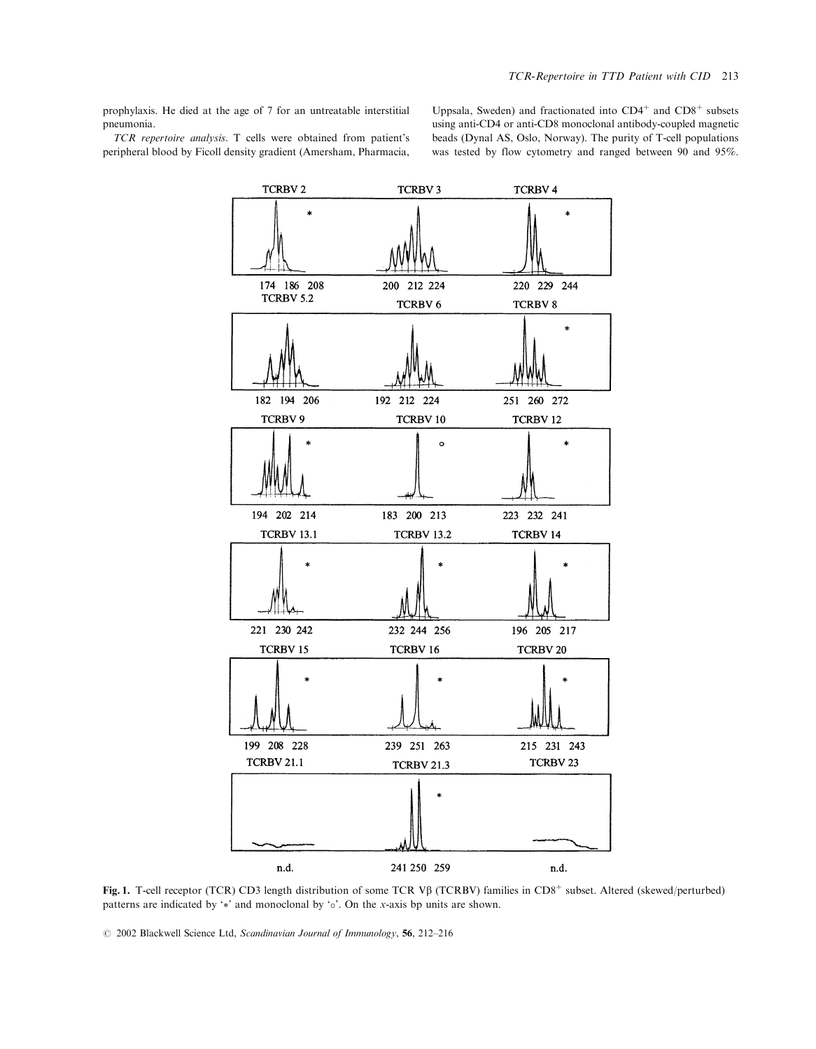prophylaxis. He died at the age of 7 for an untreatable interstitial pneumonia.

*TCR repertoire analysis*. T cells were obtained from patient's peripheral blood by Ficoll density gradient (Amersham, Pharmacia, Uppsala, Sweden) and fractionated into $CD4^+$ and $CD8^+$ subsets using anti-CD4 or anti-CD8 monoclonal antibody-coupled magnetic beads (Dynal AS, Oslo, Norway). The purity of T-cell populations was tested by flow cytometry and ranged between 90 and 95%.

**Fig. 1.** T-cell receptor (TCR) CD3 length distribution of some TCR Vβ (TCRBV) families in $CD8^+$ subset. Altered (skewed/perturbed) patterns are indicated by '*' and monoclonal by '∘'. On the *x*-axis bp units are shown.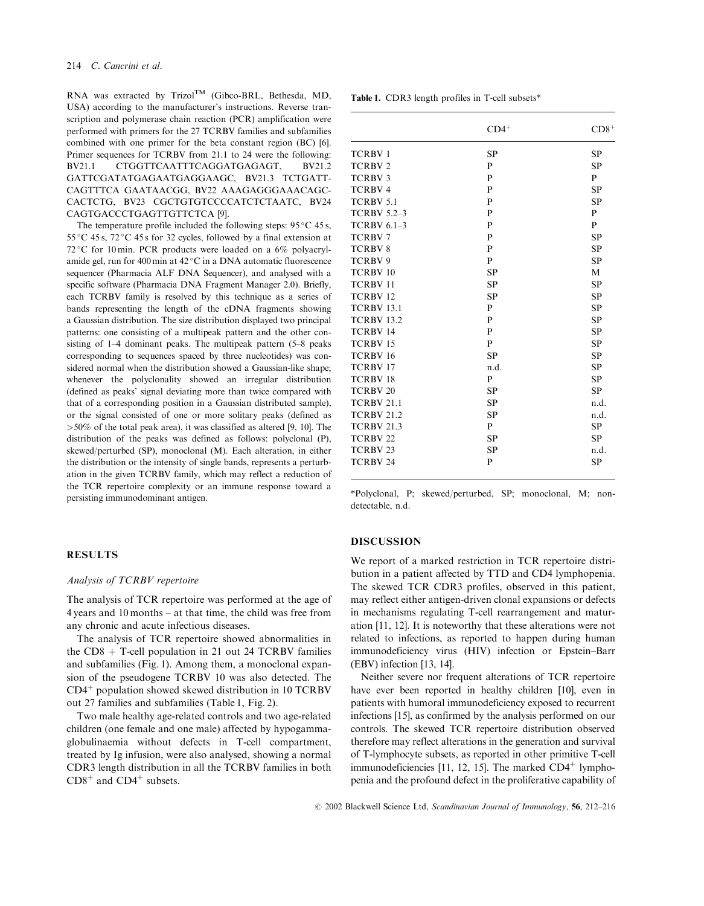RNA was extracted by Trizol™ (Gibco-BRL, Bethesda, MD, USA) according to the manufacturer's instructions. Reverse transcription and polymerase chain reaction (PCR) amplification were performed with primers for the 27 TCRBV families and subfamilies combined with one primer for the beta constant region (BC) [6]. Primer sequences for TCRBV from 21.1 to 24 were the following: BV21.1 CTGGTTCAATTTCAGGATGAGAGT, BV21.2 GATTCGATATGAGAATGAGGAAGC, BV21.3 TCTGATT-CAGTTTCA GAATAACGG, BV22 AAAGAGGGAAACAGC-CACTCTG, BV23 CGCTGTGTCCCCATCTCTAATC, BV24 CAGTGACCCTGAGTTGTTCTCA [9].

The temperature profile included the following steps: 95 °C 45 s, 55 °C 45 s, 72 °C 45 s for 32 cycles, followed by a final extension at 72 °C for 10 min. PCR products were loaded on a 6% polyacrylamide gel, run for 400 min at 42 °C in a DNA automatic fluorescence sequencer (Pharmacia ALF DNA Sequencer), and analysed with a specific software (Pharmacia DNA Fragment Manager 2.0). Briefly, each TCRBV family is resolved by this technique as a series of bands representing the length of the cDNA fragments showing a Gaussian distribution. The size distribution displayed two principal patterns: one consisting of a multipeak pattern and the other consisting of 1–4 dominant peaks. The multipeak pattern (5–8 peaks corresponding to sequences spaced by three nucleotides) was considered normal when the distribution showed a Gaussian-like shape; whenever the polyclonality showed an irregular distribution (defined as peaks' signal deviating more than twice compared with that of a corresponding position in a Gaussian distributed sample), or the signal consisted of one or more solitary peaks (defined as >50% of the total peak area), it was classified as altered [9, 10]. The distribution of the peaks was defined as follows: polyclonal (P), skewed/perturbed (SP), monoclonal (M). Each alteration, in either the distribution or the intensity of single bands, represents a perturbation in the given TCRBV family, which may reflect a reduction of the TCR repertoire complexity or an immune response toward a persisting immunodominant antigen.

**Table 1.** CDR3 length profiles in T-cell subsets*

| | $CD4^+$ | $CD8^+$ |
|---|---|---|
| TCRBV 1 | SP | SP |
| TCRBV 2 | P | SP |
| TCRBV 3 | P | P |
| TCRBV 4 | P | SP |
| TCRBV 5.1 | P | SP |
| TCRBV 5.2–3 | P | P |
| TCRBV 6.1–3 | P | P |
| TCRBV 7 | P | SP |
| TCRBV 8 | P | SP |
| TCRBV 9 | P | SP |
| TCRBV 10 | SP | M |
| TCRBV 11 | SP | SP |
| TCRBV 12 | SP | SP |
| TCRBV 13.1 | P | SP |
| TCRBV 13.2 | P | SP |
| TCRBV 14 | P | SP |
| TCRBV 15 | P | SP |
| TCRBV 16 | SP | SP |
| TCRBV 17 | n.d. | SP |
| TCRBV 18 | P | SP |
| TCRBV 20 | SP | SP |
| TCRBV 21.1 | SP | n.d. |
| TCRBV 21.2 | SP | n.d. |
| TCRBV 21.3 | P | SP |
| TCRBV 22 | SP | SP |
| TCRBV 23 | SP | n.d. |
| TCRBV 24 | P | SP |

*Polyclonal, P; skewed/perturbed, SP; monoclonal, M; non-detectable, n.d.

## RESULTS

### Analysis of TCRBV repertoire

The analysis of TCR repertoire was performed at the age of 4 years and 10 months – at that time, the child was free from any chronic and acute infectious diseases.

The analysis of TCR repertoire showed abnormalities in the CD8 + T-cell population in 21 out 24 TCRBV families and subfamilies (Fig. 1). Among them, a monoclonal expansion of the pseudogene TCRBV 10 was also detected. The $CD4^+$ population showed skewed distribution in 10 TCRBV out 27 families and subfamilies (Table 1, Fig. 2).

Two male healthy age-related controls and two age-related children (one female and one male) affected by hypogammaglobulinaemia without defects in T-cell compartment, treated by Ig infusion, were also analysed, showing a normal CDR3 length distribution in all the TCRBV families in both $CD8^+$ and $CD4^+$ subsets.

## DISCUSSION

We report of a marked restriction in TCR repertoire distribution in a patient affected by TTD and CD4 lymphopenia. The skewed TCR CDR3 profiles, observed in this patient, may reflect either antigen-driven clonal expansions or defects in mechanisms regulating T-cell rearrangement and maturation [11, 12]. It is noteworthy that these alterations were not related to infections, as reported to happen during human immunodeficiency virus (HIV) infection or Epstein–Barr (EBV) infection [13, 14].

Neither severe nor frequent alterations of TCR repertoire have ever been reported in healthy children [10], even in patients with humoral immunodeficiency exposed to recurrent infections [15], as confirmed by the analysis performed on our controls. The skewed TCR repertoire distribution observed therefore may reflect alterations in the generation and survival of T-lymphocyte subsets, as reported in other primitive T-cell immunodeficiencies [11, 12, 15]. The marked $CD4^+$ lymphopenia and the profound defect in the proliferative capability of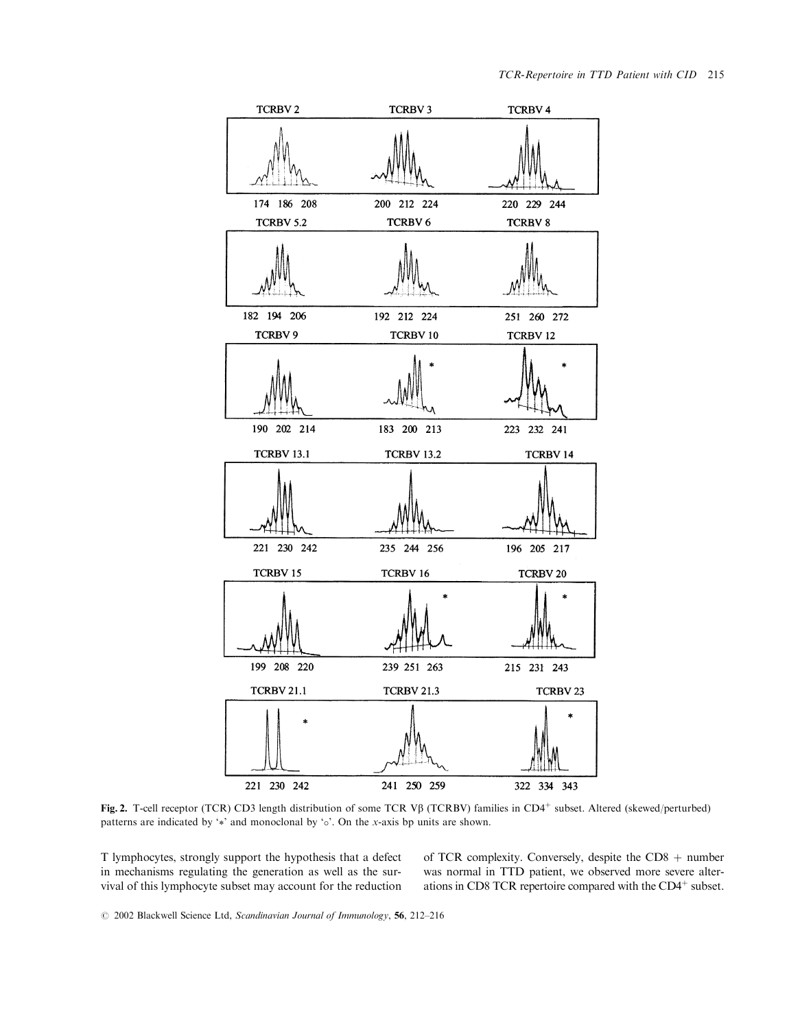Fig. 2. T-cell receptor (TCR) CD3 length distribution of some TCR Vβ (TCRBV) families in $CD4^+$ subset. Altered (skewed/perturbed) patterns are indicated by '*' and monoclonal by '○'. On the *x*-axis bp units are shown.

T lymphocytes, strongly support the hypothesis that a defect in mechanisms regulating the generation as well as the survival of this lymphocyte subset may account for the reduction of TCR complexity. Conversely, despite the CD8 + number was normal in TTD patient, we observed more severe alterations in CD8 TCR repertoire compared with the $CD4^+$ subset.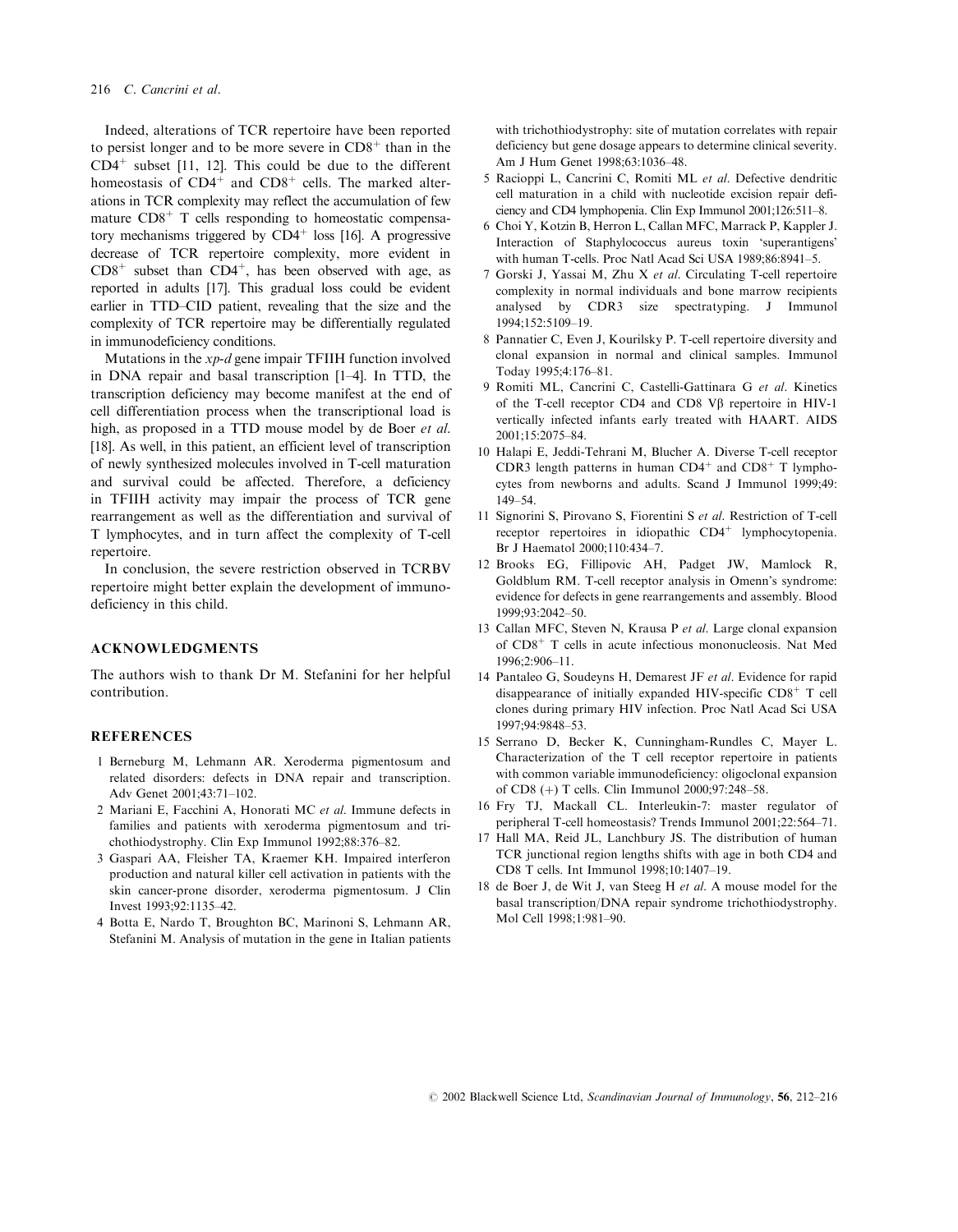Indeed, alterations of TCR repertoire have been reported to persist longer and to be more severe in $CD8^+$ than in the $CD4^+$ subset [11, 12]. This could be due to the different homeostasis of $CD4^+$ and $CD8^+$ cells. The marked alterations in TCR complexity may reflect the accumulation of few mature $CD8^+$ T cells responding to homeostatic compensatory mechanisms triggered by $CD4^+$ loss [16]. A progressive decrease of TCR repertoire complexity, more evident in $CD8^+$ subset than $CD4^+$, has been observed with age, as reported in adults [17]. This gradual loss could be evident earlier in TTD–CID patient, revealing that the size and the complexity of TCR repertoire may be differentially regulated in immunodeficiency conditions.

Mutations in the *xp-d* gene impair TFIIH function involved in DNA repair and basal transcription [1–4]. In TTD, the transcription deficiency may become manifest at the end of cell differentiation process when the transcriptional load is high, as proposed in a TTD mouse model by de Boer *et al.* [18]. As well, in this patient, an efficient level of transcription of newly synthesized molecules involved in T-cell maturation and survival could be affected. Therefore, a deficiency in TFIIH activity may impair the process of TCR gene rearrangement as well as the differentiation and survival of T lymphocytes, and in turn affect the complexity of T-cell repertoire.

In conclusion, the severe restriction observed in TCRBV repertoire might better explain the development of immunodeficiency in this child.

## ACKNOWLEDGMENTS

The authors wish to thank Dr M. Stefanini for her helpful contribution.

## REFERENCES

1. Berneburg M, Lehmann AR. Xeroderma pigmentosum and related disorders: defects in DNA repair and transcription. Adv Genet 2001;43:71–102.
2. Mariani E, Facchini A, Honorati MC *et al*. Immune defects in families and patients with xeroderma pigmentosum and trichothiodystrophy. Clin Exp Immunol 1992;88:376–82.
3. Gaspari AA, Fleisher TA, Kraemer KH. Impaired interferon production and natural killer cell activation in patients with the skin cancer-prone disorder, xeroderma pigmentosum. J Clin Invest 1993;92:1135–42.
4. Botta E, Nardo T, Broughton BC, Marinoni S, Lehmann AR, Stefanini M. Analysis of mutation in the gene in Italian patients with trichothiodystrophy: site of mutation correlates with repair deficiency but gene dosage appears to determine clinical severity. Am J Hum Genet 1998;63:1036–48.
5. Racioppi L, Cancrini C, Romiti ML *et al*. Defective dendritic cell maturation in a child with nucleotide excision repair deficiency and CD4 lymphopenia. Clin Exp Immunol 2001;126:511–8.
6. Choi Y, Kotzin B, Herron L, Callan MFC, Marrack P, Kappler J. Interaction of Staphylococcus aureus toxin 'superantigens' with human T-cells. Proc Natl Acad Sci USA 1989;86:8941–5.
7. Gorski J, Yassai M, Zhu X *et al*. Circulating T-cell repertoire complexity in normal individuals and bone marrow recipients analysed by CDR3 size spectratyping. J Immunol 1994;152:5109–19.
8. Pannatier C, Even J, Kourilsky P. T-cell repertoire diversity and clonal expansion in normal and clinical samples. Immunol Today 1995;4:176–81.
9. Romiti ML, Cancrini C, Castelli-Gattinara G *et al*. Kinetics of the T-cell receptor CD4 and CD8 Vβ repertoire in HIV-1 vertically infected infants early treated with HAART. AIDS 2001;15:2075–84.
10. Halapi E, Jeddi-Tehrani M, Blucher A. Diverse T-cell receptor CDR3 length patterns in human $CD4^+$ and $CD8^+$ T lymphocytes from newborns and adults. Scand J Immunol 1999;49: 149–54.
11. Signorini S, Pirovano S, Fiorentini S *et al*. Restriction of T-cell receptor repertoires in idiopathic $CD4^+$ lymphocytopenia. Br J Haematol 2000;110:434–7.
12. Brooks EG, Fillipovic AH, Padget JW, Mamlock R, Goldblum RM. T-cell receptor analysis in Omenn's syndrome: evidence for defects in gene rearrangements and assembly. Blood 1999;93:2042–50.
13. Callan MFC, Steven N, Krausa P *et al*. Large clonal expansion of $CD8^+$ T cells in acute infectious mononucleosis. Nat Med 1996;2:906–11.
14. Pantaleo G, Soudeyns H, Demarest JF *et al*. Evidence for rapid disappearance of initially expanded HIV-specific $CD8^+$ T cell clones during primary HIV infection. Proc Natl Acad Sci USA 1997;94:9848–53.
15. Serrano D, Becker K, Cunningham-Rundles C, Mayer L. Characterization of the T cell receptor repertoire in patients with common variable immunodeficiency: oligoclonal expansion of CD8 (+) T cells. Clin Immunol 2000;97:248–58.
16. Fry TJ, Mackall CL. Interleukin-7: master regulator of peripheral T-cell homeostasis? Trends Immunol 2001;22:564–71.
17. Hall MA, Reid JL, Lanchbury JS. The distribution of human TCR junctional region lengths shifts with age in both CD4 and CD8 T cells. Int Immunol 1998;10:1407–19.
18. de Boer J, de Wit J, van Steeg H *et al*. A mouse model for the basal transcription/DNA repair syndrome trichothiodystrophy. Mol Cell 1998;1:981–90.